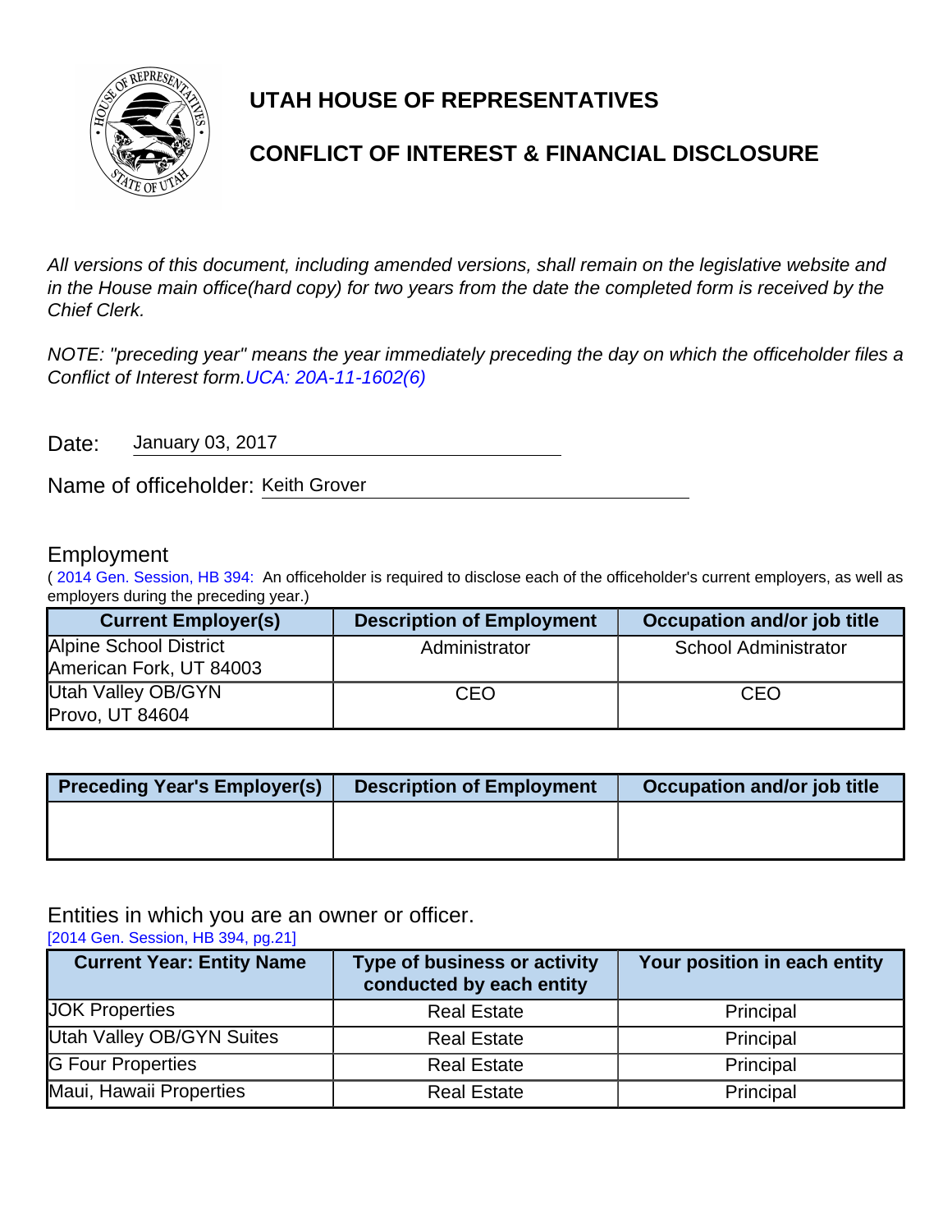# UTAH HOUSE OF REPRESENTATIVES

## CONFLICT OF INTEREST & FINANCIAL DISCLOSURE

*All versions of this document, including amended versions, shall remain on the legislative website and in the House main office(hard copy) for two years from the date the completed form is received by the Chief Clerk.*

*NOTE: "preceding year" means the year immediately preceding the day on which the officeholder files a Conflict of Interest form.* UCA: 20A-11-1602(6)

Date: January 03, 2017

Name of officeholder: Keith Grover

### Employment

( 2014 Gen. Session, HB 394: An officeholder is required to disclose each of the officeholder's current employers, as well as employers during the preceding year.)

| Current Employer(s) | Description of Employment | Occupation and/or job title |
|---|---|---|
| Alpine School District<br>American Fork, UT 84003 | Administrator | School Administrator |
| Utah Valley OB/GYN<br>Provo, UT 84604 | CEO | CEO |

| Preceding Year's Employer(s) | Description of Employment | Occupation and/or job title |
|---|---|---|
| | | |

### Entities in which you are an owner or officer.

[2014 Gen. Session, HB 394, pg.21]

| Current Year: Entity Name | Type of business or activity conducted by each entity | Your position in each entity |
|---|---|---|
| JOK Properties | Real Estate | Principal |
| Utah Valley OB/GYN Suites | Real Estate | Principal |
| G Four Properties | Real Estate | Principal |
| Maui, Hawaii Properties | Real Estate | Principal |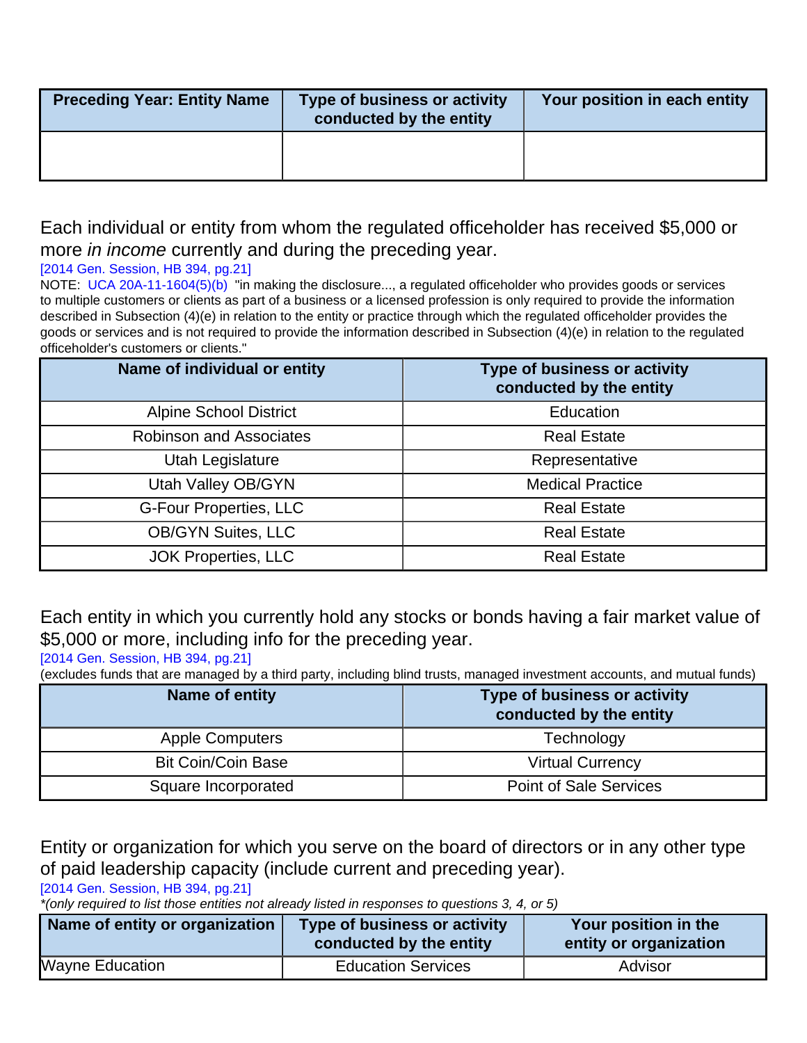| Preceding Year: Entity Name | Type of business or activity conducted by the entity | Your position in each entity |
|---|---|---|
| | | |

Each individual or entity from whom the regulated officeholder has received $5,000 or more *in income* currently and during the preceding year.

[2014 Gen. Session, HB 394, pg.21]

NOTE: UCA 20A-11-1604(5)(b) "in making the disclosure..., a regulated officeholder who provides goods or services to multiple customers or clients as part of a business or a licensed profession is only required to provide the information described in Subsection (4)(e) in relation to the entity or practice through which the regulated officeholder provides the goods or services and is not required to provide the information described in Subsection (4)(e) in relation to the regulated officeholder's customers or clients."

| Name of individual or entity | Type of business or activity conducted by the entity |
|---|---|
| Alpine School District | Education |
| Robinson and Associates | Real Estate |
| Utah Legislature | Representative |
| Utah Valley OB/GYN | Medical Practice |
| G-Four Properties, LLC | Real Estate |
| OB/GYN Suites, LLC | Real Estate |
| JOK Properties, LLC | Real Estate |

Each entity in which you currently hold any stocks or bonds having a fair market value of $5,000 or more, including info for the preceding year.

[2014 Gen. Session, HB 394, pg.21]

(excludes funds that are managed by a third party, including blind trusts, managed investment accounts, and mutual funds)

| Name of entity | Type of business or activity conducted by the entity |
|---|---|
| Apple Computers | Technology |
| Bit Coin/Coin Base | Virtual Currency |
| Square Incorporated | Point of Sale Services |

Entity or organization for which you serve on the board of directors or in any other type of paid leadership capacity (include current and preceding year).

[2014 Gen. Session, HB 394, pg.21]

**(only required to list those entities not already listed in responses to questions 3, 4, or 5)*

| Name of entity or organization | Type of business or activity conducted by the entity | Your position in the entity or organization |
|---|---|---|
| Wayne Education | Education Services | Advisor |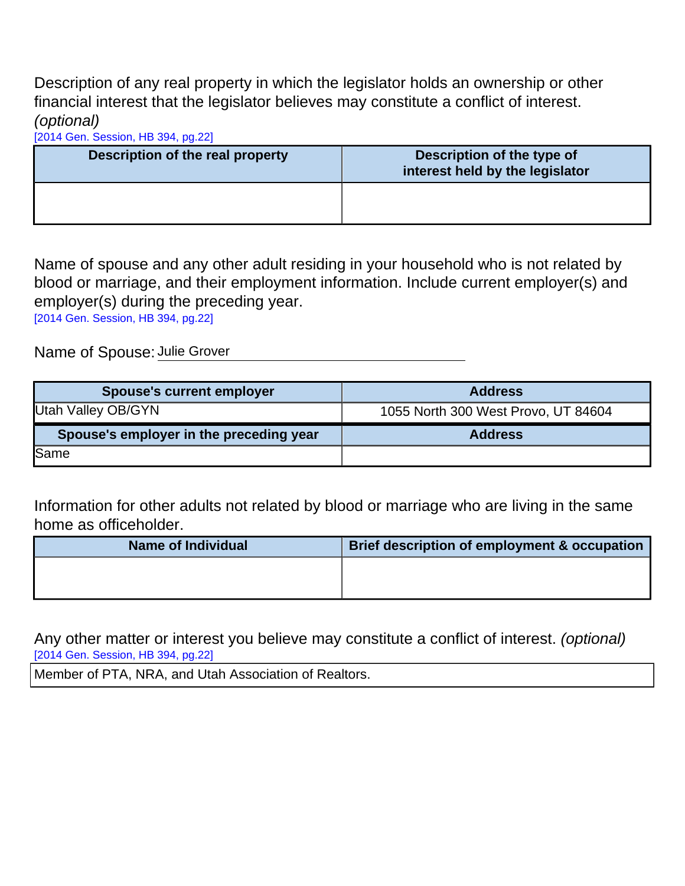Description of any real property in which the legislator holds an ownership or other financial interest that the legislator believes may constitute a conflict of interest. *(optional)*
[2014 Gen. Session, HB 394, pg.22]

| Description of the real property | Description of the type of interest held by the legislator |
| --- | --- |
| | |

Name of spouse and any other adult residing in your household who is not related by blood or marriage, and their employment information. Include current employer(s) and employer(s) during the preceding year.
[2014 Gen. Session, HB 394, pg.22]

Name of Spouse: Julie Grover

| Spouse's current employer | Address |
| --- | --- |
| Utah Valley OB/GYN | 1055 North 300 West Provo, UT 84604 |
| **Spouse's employer in the preceding year** | **Address** |
| Same | |

Information for other adults not related by blood or marriage who are living in the same home as officeholder.

| Name of Individual | Brief description of employment & occupation |
| --- | --- |
| | |

Any other matter or interest you believe may constitute a conflict of interest. *(optional)*
[2014 Gen. Session, HB 394, pg.22]

Member of PTA, NRA, and Utah Association of Realtors.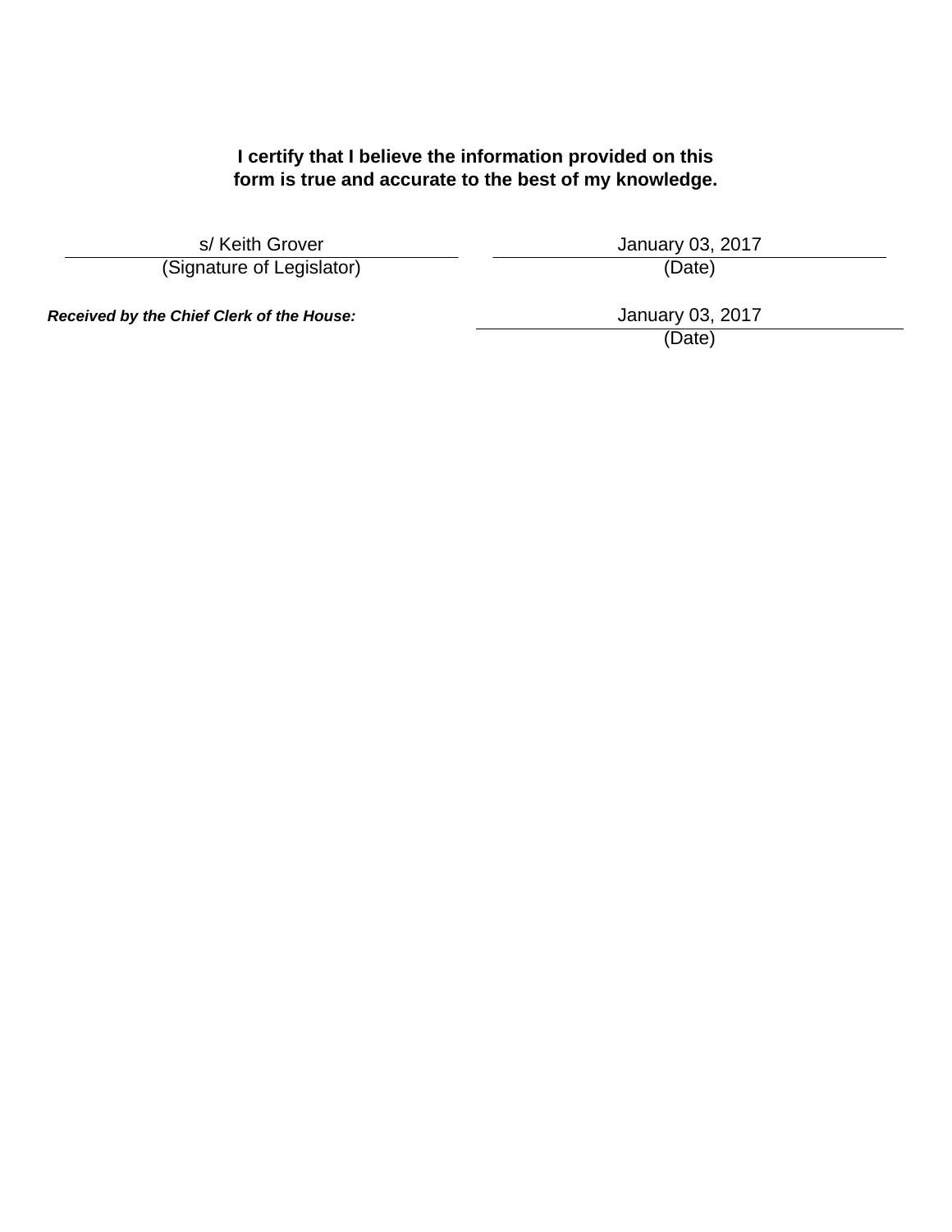**I certify that I believe the information provided on this form is true and accurate to the best of my knowledge.**

| | |
|---|---|
| s/ Keith Grover | January 03, 2017 |
| (Signature of Legislator) | (Date) |

***Received by the Chief Clerk of the House:*** January 03, 2017
(Date)